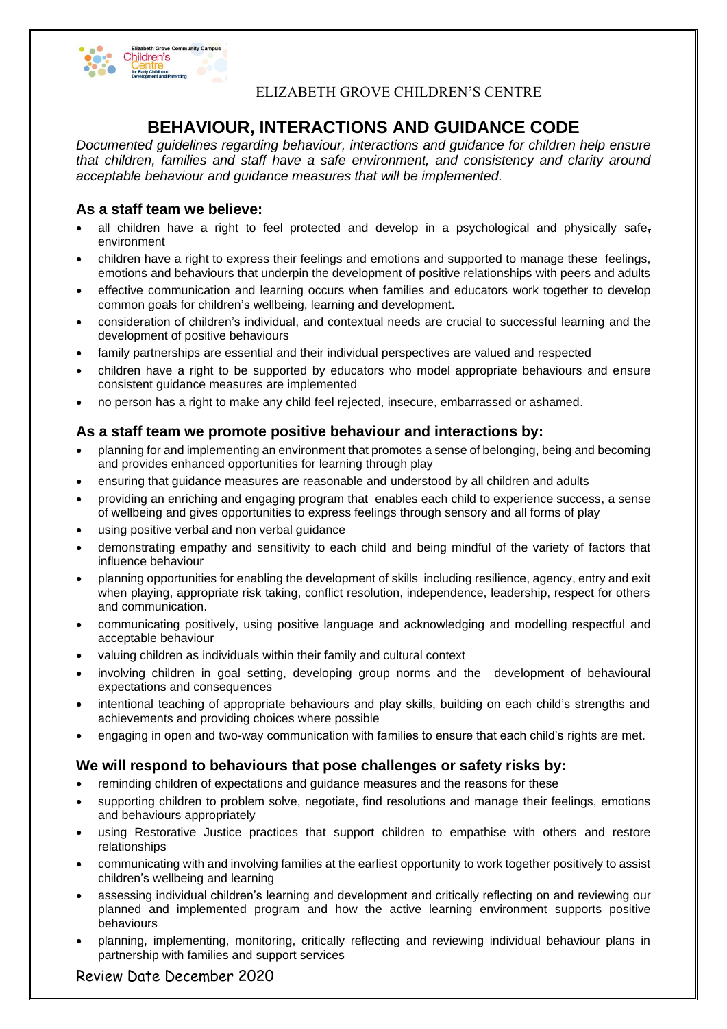ELIZABETH GROVE CHILDREN'S CENTRE

# BEHAVIOUR, INTERACTIONS AND GUIDANCE CODE

*Documented guidelines regarding behaviour, interactions and guidance for children help ensure that children, families and staff have a safe environment, and consistency and clarity around acceptable behaviour and guidance measures that will be implemented.*

## As a staff team we believe:

- all children have a right to feel protected and develop in a psychological and physically safe, environment
- children have a right to express their feelings and emotions and supported to manage these feelings, emotions and behaviours that underpin the development of positive relationships with peers and adults
- effective communication and learning occurs when families and educators work together to develop common goals for children's wellbeing, learning and development.
- consideration of children's individual, and contextual needs are crucial to successful learning and the development of positive behaviours
- family partnerships are essential and their individual perspectives are valued and respected
- children have a right to be supported by educators who model appropriate behaviours and ensure consistent guidance measures are implemented
- no person has a right to make any child feel rejected, insecure, embarrassed or ashamed.

## As a staff team we promote positive behaviour and interactions by:

- planning for and implementing an environment that promotes a sense of belonging, being and becoming and provides enhanced opportunities for learning through play
- ensuring that guidance measures are reasonable and understood by all children and adults
- providing an enriching and engaging program that enables each child to experience success, a sense of wellbeing and gives opportunities to express feelings through sensory and all forms of play
- using positive verbal and non verbal guidance
- demonstrating empathy and sensitivity to each child and being mindful of the variety of factors that influence behaviour
- planning opportunities for enabling the development of skills including resilience, agency, entry and exit when playing, appropriate risk taking, conflict resolution, independence, leadership, respect for others and communication.
- communicating positively, using positive language and acknowledging and modelling respectful and acceptable behaviour
- valuing children as individuals within their family and cultural context
- involving children in goal setting, developing group norms and the development of behavioural expectations and consequences
- intentional teaching of appropriate behaviours and play skills, building on each child's strengths and achievements and providing choices where possible
- engaging in open and two-way communication with families to ensure that each child's rights are met.

## We will respond to behaviours that pose challenges or safety risks by:

- reminding children of expectations and guidance measures and the reasons for these
- supporting children to problem solve, negotiate, find resolutions and manage their feelings, emotions and behaviours appropriately
- using Restorative Justice practices that support children to empathise with others and restore relationships
- communicating with and involving families at the earliest opportunity to work together positively to assist children's wellbeing and learning
- assessing individual children's learning and development and critically reflecting on and reviewing our planned and implemented program and how the active learning environment supports positive behaviours
- planning, implementing, monitoring, critically reflecting and reviewing individual behaviour plans in partnership with families and support services

Review Date December 2020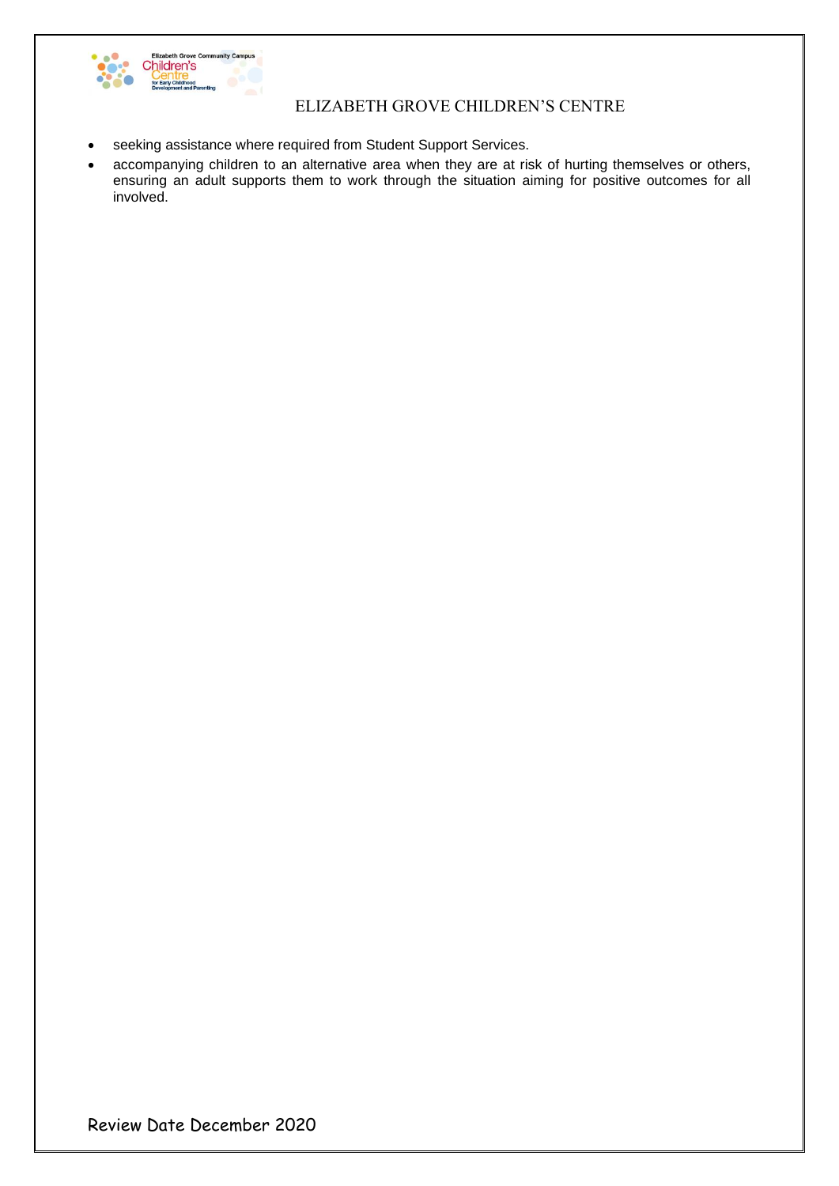- seeking assistance where required from Student Support Services.
- accompanying children to an alternative area when they are at risk of hurting themselves or others, ensuring an adult supports them to work through the situation aiming for positive outcomes for all involved.